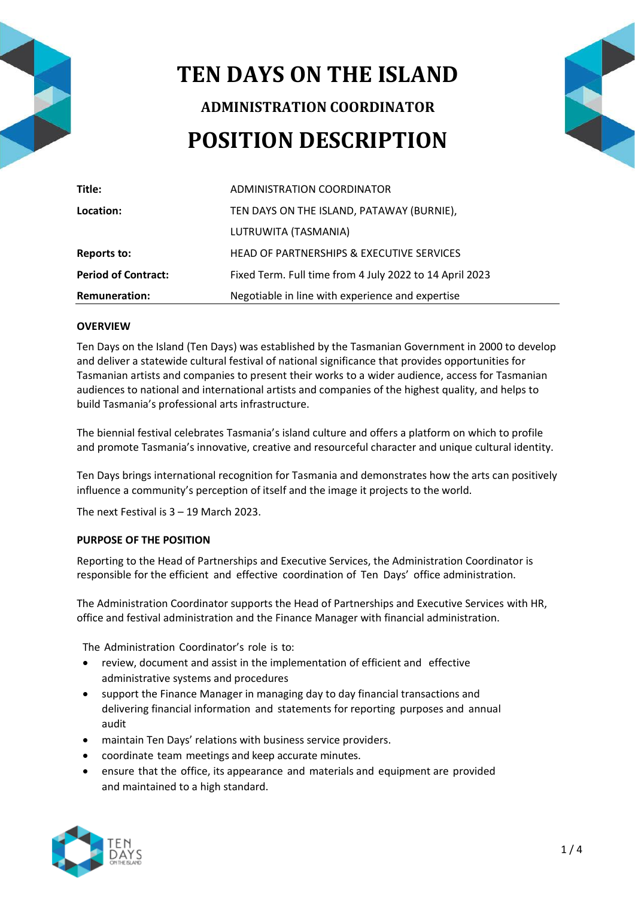# TEN DAYS ON THE ISLAND

## ADMINISTRATION COORDINATOR

# POSITION DESCRIPTION

| | |
|---|---|
| **Title:** | ADMINISTRATION COORDINATOR |
| **Location:** | TEN DAYS ON THE ISLAND, PATAWAY (BURNIE), LUTRUWITA (TASMANIA) |
| **Reports to:** | HEAD OF PARTNERSHIPS & EXECUTIVE SERVICES |
| **Period of Contract:** | Fixed Term. Full time from 4 July 2022 to 14 April 2023 |
| **Remuneration:** | Negotiable in line with experience and expertise |

**OVERVIEW**

Ten Days on the Island (Ten Days) was established by the Tasmanian Government in 2000 to develop and deliver a statewide cultural festival of national significance that provides opportunities for Tasmanian artists and companies to present their works to a wider audience, access for Tasmanian audiences to national and international artists and companies of the highest quality, and helps to build Tasmania's professional arts infrastructure.

The biennial festival celebrates Tasmania's island culture and offers a platform on which to profile and promote Tasmania's innovative, creative and resourceful character and unique cultural identity.

Ten Days brings international recognition for Tasmania and demonstrates how the arts can positively influence a community's perception of itself and the image it projects to the world.

The next Festival is 3 – 19 March 2023.

**PURPOSE OF THE POSITION**

Reporting to the Head of Partnerships and Executive Services, the Administration Coordinator is responsible for the efficient and effective coordination of Ten Days' office administration.

The Administration Coordinator supports the Head of Partnerships and Executive Services with HR, office and festival administration and the Finance Manager with financial administration.

The Administration Coordinator's role is to:

- review, document and assist in the implementation of efficient and effective administrative systems and procedures
- support the Finance Manager in managing day to day financial transactions and delivering financial information and statements for reporting purposes and annual audit
- maintain Ten Days' relations with business service providers.
- coordinate team meetings and keep accurate minutes.
- ensure that the office, its appearance and materials and equipment are provided and maintained to a high standard.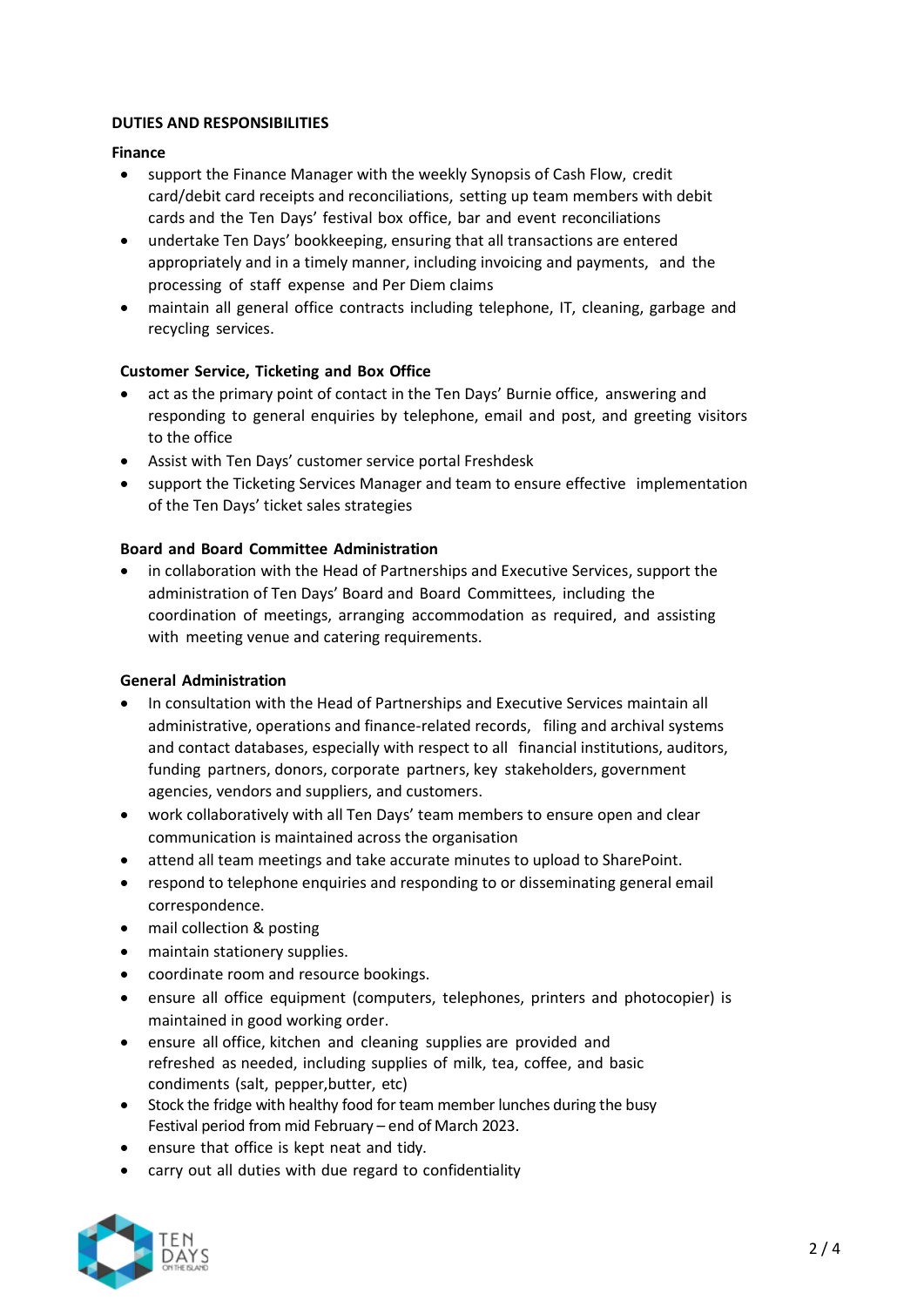## DUTIES AND RESPONSIBILITIES

### Finance

- support the Finance Manager with the weekly Synopsis of Cash Flow, credit card/debit card receipts and reconciliations, setting up team members with debit cards and the Ten Days' festival box office, bar and event reconciliations
- undertake Ten Days' bookkeeping, ensuring that all transactions are entered appropriately and in a timely manner, including invoicing and payments, and the processing of staff expense and Per Diem claims
- maintain all general office contracts including telephone, IT, cleaning, garbage and recycling services.

### Customer Service, Ticketing and Box Office

- act as the primary point of contact in the Ten Days' Burnie office, answering and responding to general enquiries by telephone, email and post, and greeting visitors to the office
- Assist with Ten Days' customer service portal Freshdesk
- support the Ticketing Services Manager and team to ensure effective implementation of the Ten Days' ticket sales strategies

### Board and Board Committee Administration

- in collaboration with the Head of Partnerships and Executive Services, support the administration of Ten Days' Board and Board Committees, including the coordination of meetings, arranging accommodation as required, and assisting with meeting venue and catering requirements.

### General Administration

- In consultation with the Head of Partnerships and Executive Services maintain all administrative, operations and finance-related records, filing and archival systems and contact databases, especially with respect to all financial institutions, auditors, funding partners, donors, corporate partners, key stakeholders, government agencies, vendors and suppliers, and customers.
- work collaboratively with all Ten Days' team members to ensure open and clear communication is maintained across the organisation
- attend all team meetings and take accurate minutes to upload to SharePoint.
- respond to telephone enquiries and responding to or disseminating general email correspondence.
- mail collection & posting
- maintain stationery supplies.
- coordinate room and resource bookings.
- ensure all office equipment (computers, telephones, printers and photocopier) is maintained in good working order.
- ensure all office, kitchen and cleaning supplies are provided and refreshed as needed, including supplies of milk, tea, coffee, and basic condiments (salt, pepper,butter, etc)
- Stock the fridge with healthy food for team member lunches during the busy Festival period from mid February – end of March 2023.
- ensure that office is kept neat and tidy.
- carry out all duties with due regard to confidentiality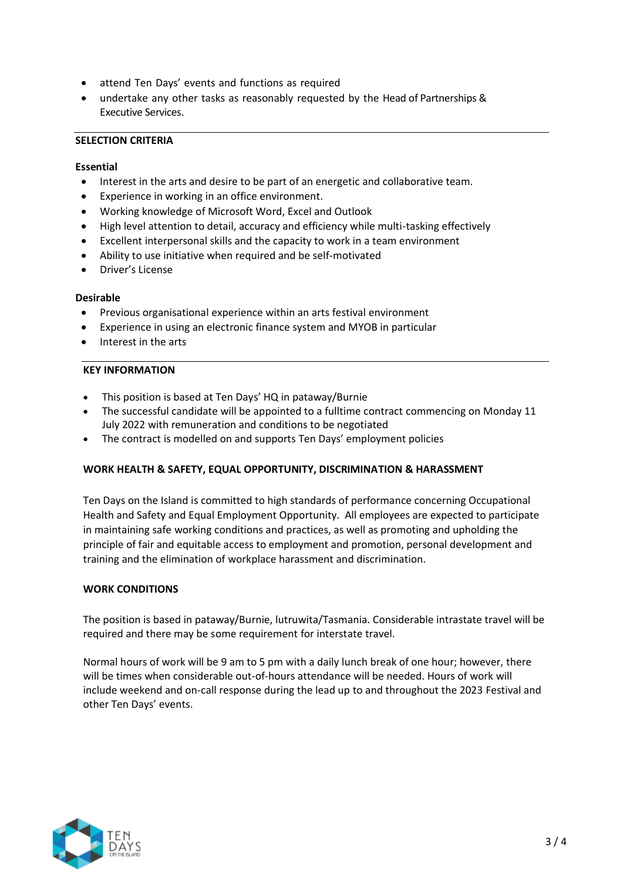- attend Ten Days' events and functions as required
- undertake any other tasks as reasonably requested by the Head of Partnerships & Executive Services.

## SELECTION CRITERIA

**Essential**

- Interest in the arts and desire to be part of an energetic and collaborative team.
- Experience in working in an office environment.
- Working knowledge of Microsoft Word, Excel and Outlook
- High level attention to detail, accuracy and efficiency while multi-tasking effectively
- Excellent interpersonal skills and the capacity to work in a team environment
- Ability to use initiative when required and be self-motivated
- Driver's License

**Desirable**

- Previous organisational experience within an arts festival environment
- Experience in using an electronic finance system and MYOB in particular
- Interest in the arts

## KEY INFORMATION

- This position is based at Ten Days' HQ in pataway/Burnie
- The successful candidate will be appointed to a fulltime contract commencing on Monday 11 July 2022 with remuneration and conditions to be negotiated
- The contract is modelled on and supports Ten Days' employment policies

## WORK HEALTH & SAFETY, EQUAL OPPORTUNITY, DISCRIMINATION & HARASSMENT

Ten Days on the Island is committed to high standards of performance concerning Occupational Health and Safety and Equal Employment Opportunity. All employees are expected to participate in maintaining safe working conditions and practices, as well as promoting and upholding the principle of fair and equitable access to employment and promotion, personal development and training and the elimination of workplace harassment and discrimination.

## WORK CONDITIONS

The position is based in pataway/Burnie, lutruwita/Tasmania. Considerable intrastate travel will be required and there may be some requirement for interstate travel.

Normal hours of work will be 9 am to 5 pm with a daily lunch break of one hour; however, there will be times when considerable out-of-hours attendance will be needed. Hours of work will include weekend and on-call response during the lead up to and throughout the 2023 Festival and other Ten Days' events.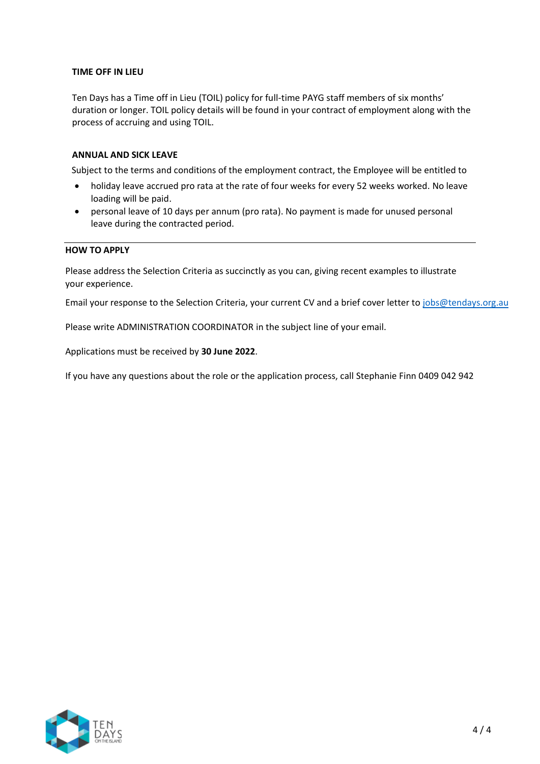### TIME OFF IN LIEU

Ten Days has a Time off in Lieu (TOIL) policy for full-time PAYG staff members of six months' duration or longer. TOIL policy details will be found in your contract of employment along with the process of accruing and using TOIL.

### ANNUAL AND SICK LEAVE

Subject to the terms and conditions of the employment contract, the Employee will be entitled to

- holiday leave accrued pro rata at the rate of four weeks for every 52 weeks worked. No leave loading will be paid.
- personal leave of 10 days per annum (pro rata). No payment is made for unused personal leave during the contracted period.

---

### HOW TO APPLY

Please address the Selection Criteria as succinctly as you can, giving recent examples to illustrate your experience.

Email your response to the Selection Criteria, your current CV and a brief cover letter to jobs@tendays.org.au

Please write ADMINISTRATION COORDINATOR in the subject line of your email.

Applications must be received by **30 June 2022**.

If you have any questions about the role or the application process, call Stephanie Finn 0409 042 942